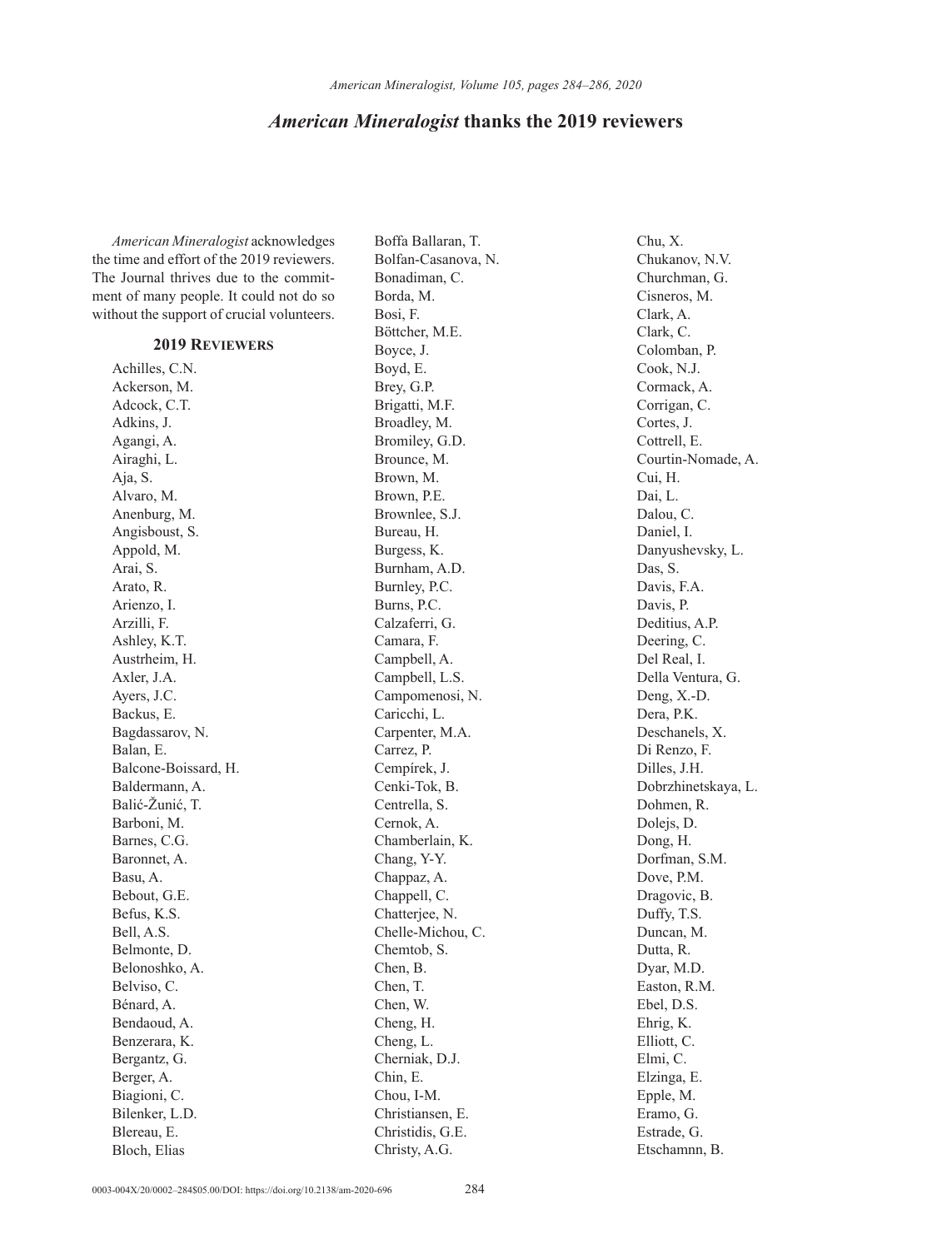# *American Mineralogist* thanks the 2019 reviewers

*American Mineralogist* acknowledges the time and effort of the 2019 reviewers. The Journal thrives due to the commitment of many people. It could not do so without the support of crucial volunteers.

### 2019 Reviewers

Achilles, C.N.
Ackerson, M.
Adcock, C.T.
Adkins, J.
Agangi, A.
Airaghi, L.
Aja, S.
Alvaro, M.
Anenburg, M.
Angiboust, S.
Appold, M.
Arai, S.
Arato, R.
Arienzo, I.
Arzilli, F.
Ashley, K.T.
Austrheim, H.
Axler, J.A.
Ayers, J.C.
Backus, E.
Bagdassarov, N.
Balan, E.
Balcone-Boissard, H.
Baldermann, A.
Balić-Žunić, T.
Barboni, M.
Barnes, C.G.
Baronnet, A.
Basu, A.
Bebout, G.E.
Befus, K.S.
Bell, A.S.
Belmonte, D.
Belonoshko, A.
Belviso, C.
Bénard, A.
Bendaoud, A.
Benzerara, K.
Bergantz, G.
Berger, A.
Biagioni, C.
Bilenker, L.D.
Blereau, E.
Bloch, Elias
Boffa Ballaran, T.
Bolfan-Casanova, N.
Bonadiman, C.
Borda, M.
Bosi, F.
Böttcher, M.E.
Boyce, J.
Boyd, E.
Brey, G.P.
Brigatti, M.F.
Broadley, M.
Bromiley, G.D.
Brounce, M.
Brown, M.
Brown, P.E.
Brownlee, S.J.
Bureau, H.
Burgess, K.
Burnham, A.D.
Burnley, P.C.
Burns, P.C.
Calzaferri, G.
Camara, F.
Campbell, A.
Campbell, L.S.
Campomenosi, N.
Caricchi, L.
Carpenter, M.A.
Carrez, P.
Cempírek, J.
Cenki-Tok, B.
Centrella, S.
Cernok, A.
Chamberlain, K.
Chang, Y-Y.
Chappaz, A.
Chappell, C.
Chatterjee, N.
Chelle-Michou, C.
Chemtob, S.
Chen, B.
Chen, T.
Chen, W.
Cheng, H.
Cheng, L.
Cherniak, D.J.
Chin, E.
Chou, I-M.
Christiansen, E.
Christidis, G.E.
Christy, A.G.
Chu, X.
Chukanov, N.V.
Churchman, G.
Cisneros, M.
Clark, A.
Clark, C.
Colomban, P.
Cook, N.J.
Cormack, A.
Corrigan, C.
Cortes, J.
Cottrell, E.
Courtin-Nomade, A.
Cui, H.
Dai, L.
Dalou, C.
Daniel, I.
Danyushevsky, L.
Das, S.
Davis, F.A.
Davis, P.
Deditius, A.P.
Deering, C.
Del Real, I.
Della Ventura, G.
Deng, X.-D.
Dera, P.K.
Deschanels, X.
Di Renzo, F.
Dilles, J.H.
Dobrzhinetskaya, L.
Dohmen, R.
Dolejs, D.
Dong, H.
Dorfman, S.M.
Dove, P.M.
Dragovic, B.
Duffy, T.S.
Duncan, M.
Dutta, R.
Dyar, M.D.
Easton, R.M.
Ebel, D.S.
Ehrig, K.
Elliott, C.
Elmi, C.
Elzinga, E.
Epple, M.
Eramo, G.
Estrade, G.
Etschamnn, B.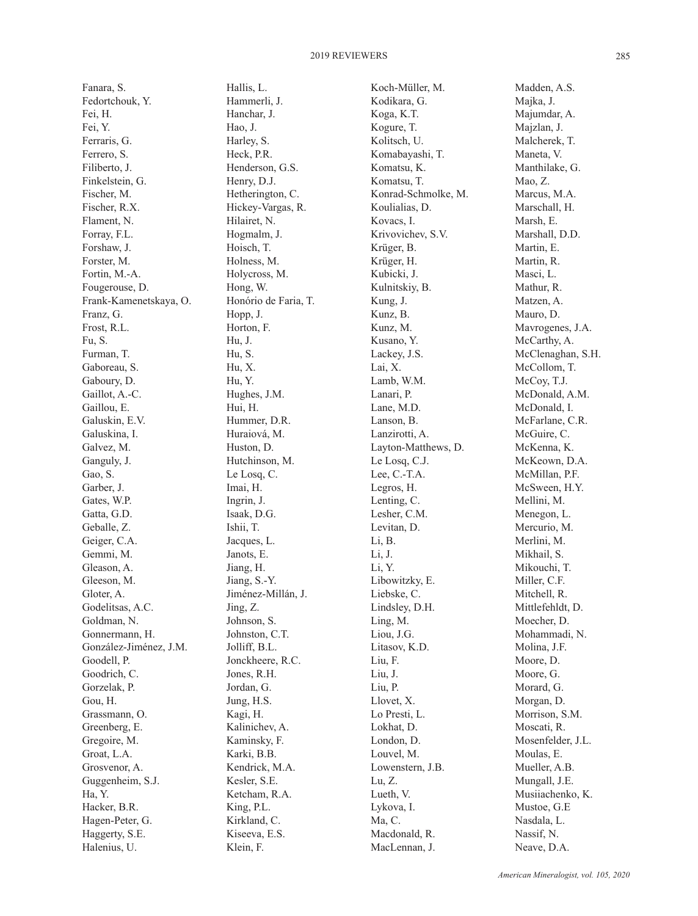Fanara, S.
Fedortchouk, Y.
Fei, H.
Fei, Y.
Ferraris, G.
Ferrero, S.
Filiberto, J.
Finkelstein, G.
Fischer, M.
Fischer, R.X.
Flament, N.
Forray, F.L.
Forshaw, J.
Forster, M.
Fortin, M.-A.
Fougerouse, D.
Frank-Kamenetskaya, O.
Franz, G.
Frost, R.L.
Fu, S.
Furman, T.
Gaboreau, S.
Gaboury, D.
Gaillot, A.-C.
Gaillou, E.
Galuskin, E.V.
Galuskina, I.
Galvez, M.
Ganguly, J.
Gao, S.
Garber, J.
Gates, W.P.
Gatta, G.D.
Geballe, Z.
Geiger, C.A.
Gemmi, M.
Gleason, A.
Gleeson, M.
Gloter, A.
Godelitsas, A.C.
Goldman, N.
Gonnermann, H.
González-Jiménez, J.M.
Goodell, P.
Goodrich, C.
Gorzelak, P.
Gou, H.
Grassmann, O.
Greenberg, E.
Gregoire, M.
Groat, L.A.
Grosvenor, A.
Guggenheim, S.J.
Ha, Y.
Hacker, B.R.
Hagen-Peter, G.
Haggerty, S.E.
Halenius, U.
Hallis, L.
Hammerli, J.
Hanchar, J.
Hao, J.
Harley, S.
Heck, P.R.
Henderson, G.S.
Henry, D.J.
Hetherington, C.
Hickey-Vargas, R.
Hilairet, N.
Hogmalm, J.
Hoisch, T.
Holness, M.
Holycross, M.
Hong, W.
Honório de Faria, T.
Hopp, J.
Horton, F.
Hu, J.
Hu, S.
Hu, X.
Hu, Y.
Hughes, J.M.
Hui, H.
Hummer, D.R.
Huraiová, M.
Huston, D.
Hutchinson, M.
Le Losq, C.
Imai, H.
Ingrin, J.
Isaak, D.G.
Ishii, T.
Jacques, L.
Janots, E.
Jiang, H.
Jiang, S.-Y.
Jiménez-Millán, J.
Jing, Z.
Johnson, S.
Johnston, C.T.
Jolliff, B.L.
Jonckheere, R.C.
Jones, R.H.
Jordan, G.
Jung, H.S.
Kagi, H.
Kalinichev, A.
Kaminsky, F.
Karki, B.B.
Kendrick, M.A.
Kesler, S.E.
Ketcham, R.A.
King, P.L.
Kirkland, C.
Kiseeva, E.S.
Klein, F.
Koch-Müller, M.
Kodikara, G.
Koga, K.T.
Kogure, T.
Kolitsch, U.
Komabayashi, T.
Komatsu, K.
Komatsu, T.
Konrad-Schmolke, M.
Koulialias, D.
Kovacs, I.
Krivovichev, S.V.
Krüger, B.
Krüger, H.
Kubicki, J.
Kulnitskiy, B.
Kung, J.
Kunz, B.
Kunz, M.
Kusano, Y.
Lackey, J.S.
Lai, X.
Lamb, W.M.
Lanari, P.
Lane, M.D.
Lanson, B.
Lanzirotti, A.
Layton-Matthews, D.
Le Losq, C.J.
Lee, C.-T.A.
Legros, H.
Lenting, C.
Lesher, C.M.
Levitan, D.
Li, B.
Li, J.
Li, Y.
Libowitzky, E.
Liebske, C.
Lindsley, D.H.
Ling, M.
Liou, J.G.
Litasov, K.D.
Liu, F.
Liu, J.
Liu, P.
Llovet, X.
Lo Presti, L.
Lokhat, D.
London, D.
Louvel, M.
Lowenstern, J.B.
Lu, Z.
Lueth, V.
Lykova, I.
Ma, C.
Macdonald, R.
MacLennan, J.
Madden, A.S.
Majka, J.
Majumdar, A.
Majzlan, J.
Malcherek, T.
Maneta, V.
Manthilake, G.
Mao, Z.
Marcus, M.A.
Marschall, H.
Marsh, E.
Marshall, D.D.
Martin, E.
Martin, R.
Masci, L.
Mathur, R.
Matzen, A.
Mauro, D.
Mavrogenes, J.A.
McCarthy, A.
McClenaghan, S.H.
McCollom, T.
McCoy, T.J.
McDonald, A.M.
McDonald, I.
McFarlane, C.R.
McGuire, C.
McKenna, K.
McKeown, D.A.
McMillan, P.F.
McSween, H.Y.
Mellini, M.
Menegon, L.
Mercurio, M.
Merlini, M.
Mikhail, S.
Mikouchi, T.
Miller, C.F.
Mitchell, R.
Mittlefehldt, D.
Moecher, D.
Mohammadi, N.
Molina, J.F.
Moore, D.
Moore, G.
Morard, G.
Morgan, D.
Morrison, S.M.
Moscati, R.
Mosenfelder, J.L.
Moulas, E.
Mueller, A.B.
Mungall, J.E.
Musiiachenko, K.
Mustoe, G.E
Nasdala, L.
Nassif, N.
Neave, D.A.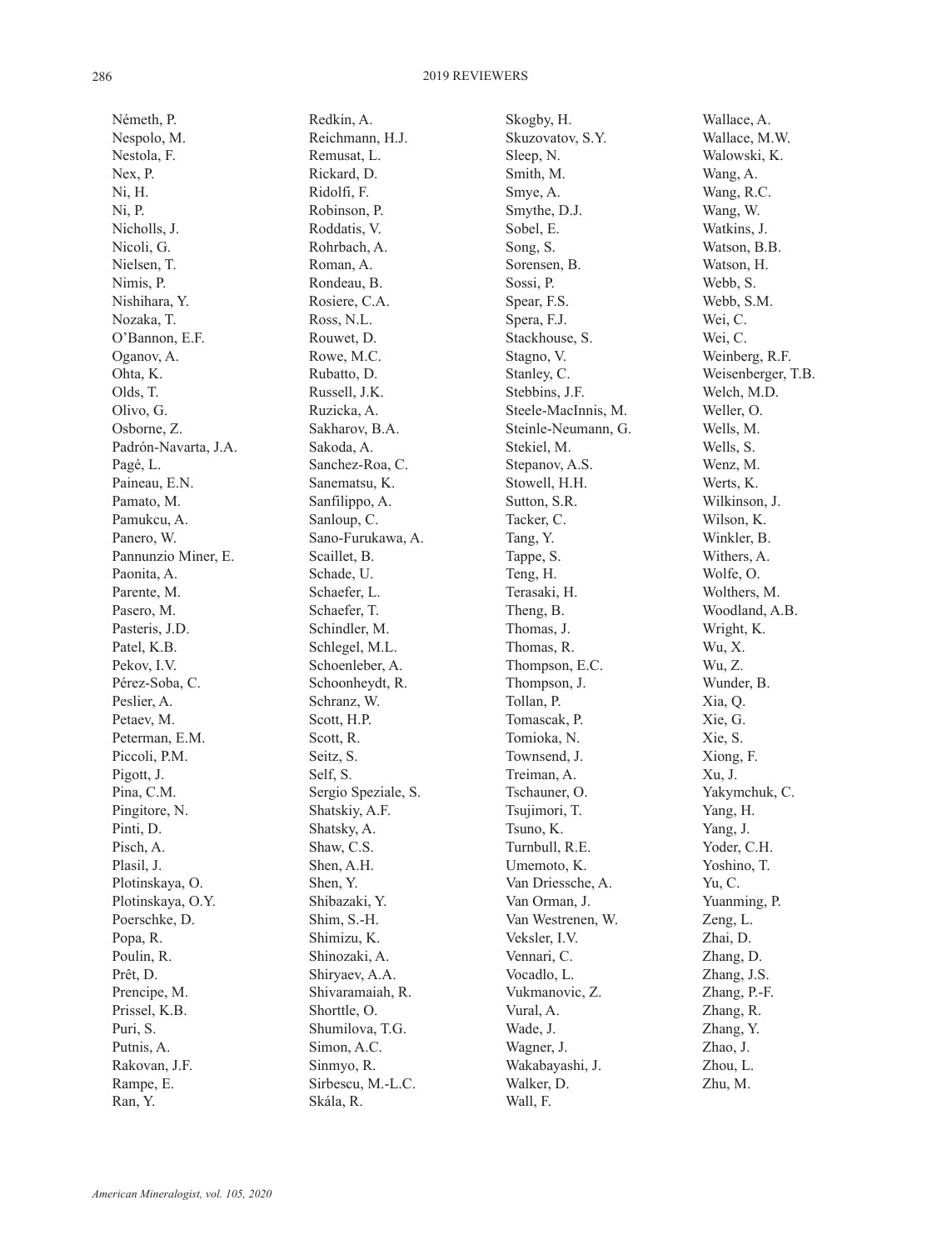Németh, P.
Nespolo, M.
Nestola, F.
Nex, P.
Ni, H.
Ni, P.
Nicholls, J.
Nicoli, G.
Nielsen, T.
Nimis, P.
Nishihara, Y.
Nozaka, T.
O'Bannon, E.F.
Oganov, A.
Ohta, K.
Olds, T.
Olivo, G.
Osborne, Z.
Padrón-Navarta, J.A.
Pagé, L.
Paineau, E.N.
Pamato, M.
Pamukcu, A.
Panero, W.
Pannunzio Miner, E.
Paonita, A.
Parente, M.
Pasero, M.
Pasteris, J.D.
Patel, K.B.
Pekov, I.V.
Pérez-Soba, C.
Peslier, A.
Petaev, M.
Peterman, E.M.
Piccoli, P.M.
Pigott, J.
Pina, C.M.
Pingitore, N.
Pinti, D.
Pisch, A.
Plasil, J.
Plotinskaya, O.
Plotinskaya, O.Y.
Poerschke, D.
Popa, R.
Poulin, R.
Prêt, D.
Prencipe, M.
Prissel, K.B.
Puri, S.
Putnis, A.
Rakovan, J.F.
Rampe, E.
Ran, Y.
Redkin, A.
Reichmann, H.J.
Remusat, L.
Rickard, D.
Ridolfi, F.
Robinson, P.
Roddatis, V.
Rohrbach, A.
Roman, A.
Rondeau, B.
Rosiere, C.A.
Ross, N.L.
Rouwet, D.
Rowe, M.C.
Rubatto, D.
Russell, J.K.
Ruzicka, A.
Sakharov, B.A.
Sakoda, A.
Sanchez-Roa, C.
Sanematsu, K.
Sanfilippo, A.
Sanloup, C.
Sano-Furukawa, A.
Scaillet, B.
Schade, U.
Schaefer, L.
Schaefer, T.
Schindler, M.
Schlegel, M.L.
Schoenleber, A.
Schoonheydt, R.
Schranz, W.
Scott, H.P.
Scott, R.
Seitz, S.
Self, S.
Sergio Speziale, S.
Shatskiy, A.F.
Shatsky, A.
Shaw, C.S.
Shen, A.H.
Shen, Y.
Shibazaki, Y.
Shim, S.-H.
Shimizu, K.
Shinozaki, A.
Shiryaev, A.A.
Shivaramaiah, R.
Shorttle, O.
Shumilova, T.G.
Simon, A.C.
Sinmyo, R.
Sirbescu, M.-L.C.
Skála, R.
Skogby, H.
Skuzovatov, S.Y.
Sleep, N.
Smith, M.
Smye, A.
Smythe, D.J.
Sobel, E.
Song, S.
Sorensen, B.
Sossi, P.
Spear, F.S.
Spera, F.J.
Stackhouse, S.
Stagno, V.
Stanley, C.
Stebbins, J.F.
Steele-MacInnis, M.
Steinle-Neumann, G.
Stekiel, M.
Stepanov, A.S.
Stowell, H.H.
Sutton, S.R.
Tacker, C.
Tang, Y.
Tappe, S.
Teng, H.
Terasaki, H.
Theng, B.
Thomas, J.
Thomas, R.
Thompson, E.C.
Thompson, J.
Tollan, P.
Tomascak, P.
Tomioka, N.
Townsend, J.
Treiman, A.
Tschauner, O.
Tsujimori, T.
Tsuno, K.
Turnbull, R.E.
Umemoto, K.
Van Driessche, A.
Van Orman, J.
Van Westrenen, W.
Veksler, I.V.
Vennari, C.
Vocadlo, L.
Vukmanovic, Z.
Vural, A.
Wade, J.
Wagner, J.
Wakabayashi, J.
Walker, D.
Wall, F.
Wallace, A.
Wallace, M.W.
Walowski, K.
Wang, A.
Wang, R.C.
Wang, W.
Watkins, J.
Watson, B.B.
Watson, H.
Webb, S.
Webb, S.M.
Wei, C.
Wei, C.
Weinberg, R.F.
Weisenberger, T.B.
Welch, M.D.
Weller, O.
Wells, M.
Wells, S.
Wenz, M.
Werts, K.
Wilkinson, J.
Wilson, K.
Winkler, B.
Withers, A.
Wolfe, O.
Wolthers, M.
Woodland, A.B.
Wright, K.
Wu, X.
Wu, Z.
Wunder, B.
Xia, Q.
Xie, G.
Xie, S.
Xiong, F.
Xu, J.
Yakymchuk, C.
Yang, H.
Yang, J.
Yoder, C.H.
Yoshino, T.
Yu, C.
Yuanming, P.
Zeng, L.
Zhai, D.
Zhang, D.
Zhang, J.S.
Zhang, P.-F.
Zhang, R.
Zhang, Y.
Zhao, J.
Zhou, L.
Zhu, M.